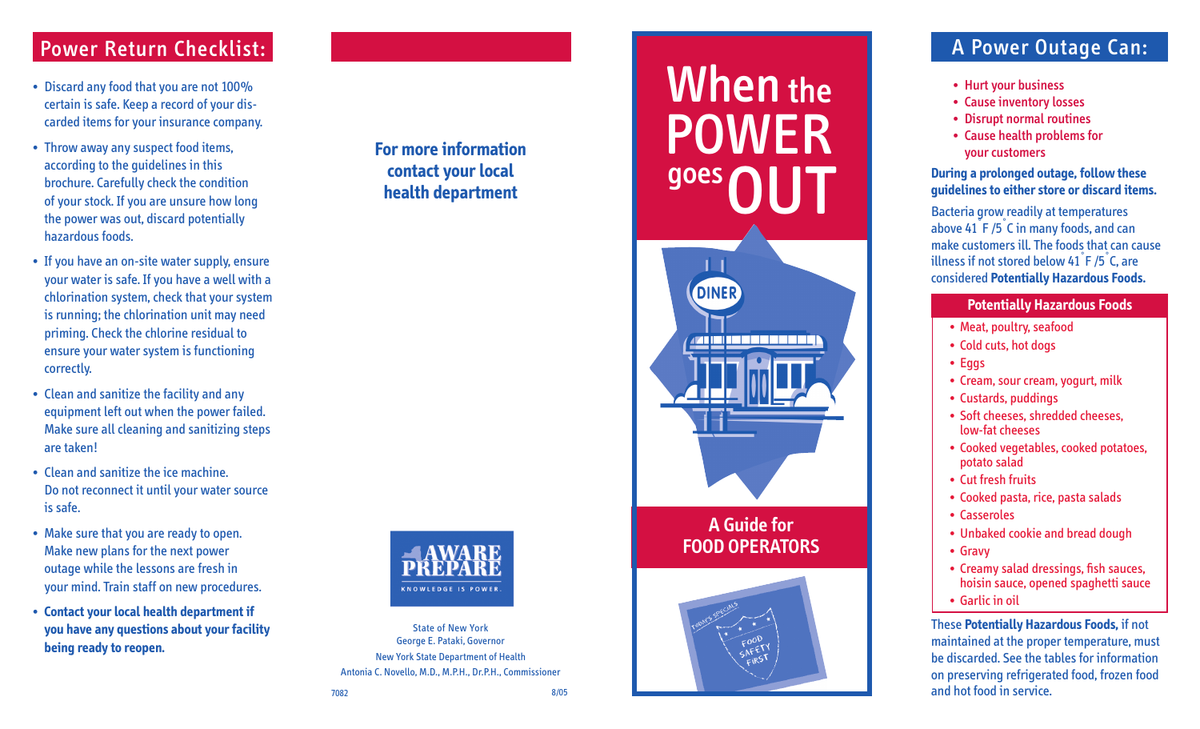## Power Return Checklist:

- Discard any food that you are not 100% certain is safe. Keep a record of your discarded items for your insurance company.
- Throw away any suspect food items, according to the guidelines in this brochure. Carefully check the condition of your stock. If you are unsure how long the power was out, discard potentially hazardous foods.
- If you have an on-site water supply, ensure your water is safe. If you have a well with a chlorination system, check that your system is running; the chlorination unit may need priming. Check the chlorine residual to ensure your water system is functioning correctly.
- Clean and sanitize the facility and any equipment left out when the power failed. Make sure all cleaning and sanitizing steps are taken!
- Clean and sanitize the ice machine. Do not reconnect it until your water source is safe.
- Make sure that you are ready to open. Make new plans for the next power outage while the lessons are fresh in your mind. Train staff on new procedures.
- **Contact your local health department if you have any questions about your facility being ready to reopen.**

**For more information contact your local health department**

AWARE PREPARE
KNOWLEDGE IS POWER.

State of New York
George E. Pataki, Governor
New York State Department of Health
Antonia C. Novello, M.D., M.P.H., Dr.P.H., Commissioner

7082 8/05

# When the POWER goes OUT

DINER

## A Guide for FOOD OPERATORS

TODAY'S SPECIALS
FOOD SAFETY FIRST

## A Power Outage Can:

- Hurt your business
- Cause inventory losses
- Disrupt normal routines
- Cause health problems for your customers

**During a prolonged outage, follow these guidelines to either store or discard items.**

Bacteria grow readily at temperatures above 41°F /5°C in many foods, and can make customers ill. The foods that can cause illness if not stored below 41°F /5°C, are considered **Potentially Hazardous Foods.**

### Potentially Hazardous Foods

- Meat, poultry, seafood
- Cold cuts, hot dogs
- Eggs
- Cream, sour cream, yogurt, milk
- Custards, puddings
- Soft cheeses, shredded cheeses, low-fat cheeses
- Cooked vegetables, cooked potatoes, potato salad
- Cut fresh fruits
- Cooked pasta, rice, pasta salads
- Casseroles
- Unbaked cookie and bread dough
- Gravy
- Creamy salad dressings, fish sauces, hoisin sauce, opened spaghetti sauce
- Garlic in oil

These **Potentially Hazardous Foods,** if not maintained at the proper temperature, must be discarded. See the tables for information on preserving refrigerated food, frozen food and hot food in service.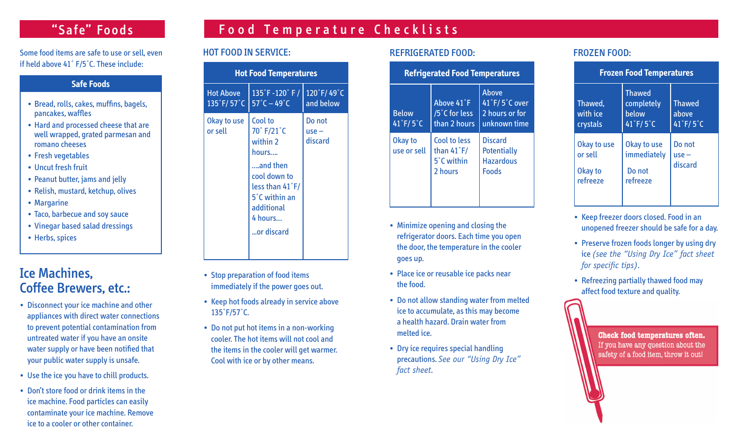## "Safe" Foods

Some food items are safe to use or sell, even if held above 41˚ F/5˚C. These include:

| Safe Foods |
|---|
| • Bread, rolls, cakes, muffins, bagels, pancakes, waffles<br>• Hard and processed cheese that are well wrapped, grated parmesan and romano cheeses<br>• Fresh vegetables<br>• Uncut fresh fruit<br>• Peanut butter, jams and jelly<br>• Relish, mustard, ketchup, olives<br>• Margarine<br>• Taco, barbecue and soy sauce<br>• Vinegar based salad dressings<br>• Herbs, spices |

## Ice Machines, Coffee Brewers, etc.:

- Disconnect your ice machine and other appliances with direct water connections to prevent potential contamination from untreated water if you have an onsite water supply or have been notified that your public water supply is unsafe.
- Use the ice you have to chill products.
- Don't store food or drink items in the ice machine. Food particles can easily contaminate your ice machine. Remove ice to a cooler or other container.

## Food Temperature Checklists

### HOT FOOD IN SERVICE:

| Hot Above 135˚F/ 57˚C | 135˚F -120˚ F / 57˚C – 49˚C | 120˚F/ 49˚C and below |
|---|---|---|
| Okay to use or sell | Cool to 70˚ F/21˚C within 2 hours.... ....and then cool down to less than 41˚F/ 5˚C within an additional 4 hours... ...or discard | Do not use – discard |

Hot Food Temperatures

- Stop preparation of food items immediately if the power goes out.
- Keep hot foods already in service above 135˚F/57˚C.
- Do not put hot items in a non-working cooler. The hot items will not cool and the items in the cooler will get warmer. Cool with ice or by other means.

### REFRIGERATED FOOD:

| Below 41˚F/ 5˚C | Above 41˚F /5˚C for less than 2 hours | Above 41˚F/ 5˚C over 2 hours or for unknown time |
|---|---|---|
| Okay to use or sell | Cool to less than 41˚F/ 5˚C within 2 hours | Discard Potentially Hazardous Foods |

Refrigerated Food Temperatures

- Minimize opening and closing the refrigerator doors. Each time you open the door, the temperature in the cooler goes up.
- Place ice or reusable ice packs near the food.
- Do not allow standing water from melted ice to accumulate, as this may become a health hazard. Drain water from melted ice.
- Dry ice requires special handling precautions. *See our "Using Dry Ice" fact sheet.*

### FROZEN FOOD:

| Thawed, with ice crystals | Thawed completely below 41˚F/ 5˚C | Thawed above 41˚F/ 5˚C |
|---|---|---|
| Okay to use or sell<br>Okay to refreeze | Okay to use immediately<br>Do not refreeze | Do not use – discard |

Frozen Food Temperatures

- Keep freezer doors closed. Food in an unopened freezer should be safe for a day.
- Preserve frozen foods longer by using dry ice *(see the "Using Dry Ice" fact sheet for specific tips)*.
- Refreezing partially thawed food may affect food texture and quality.

**Check food temperatures often.** If you have any question about the safety of a food item, throw it out!